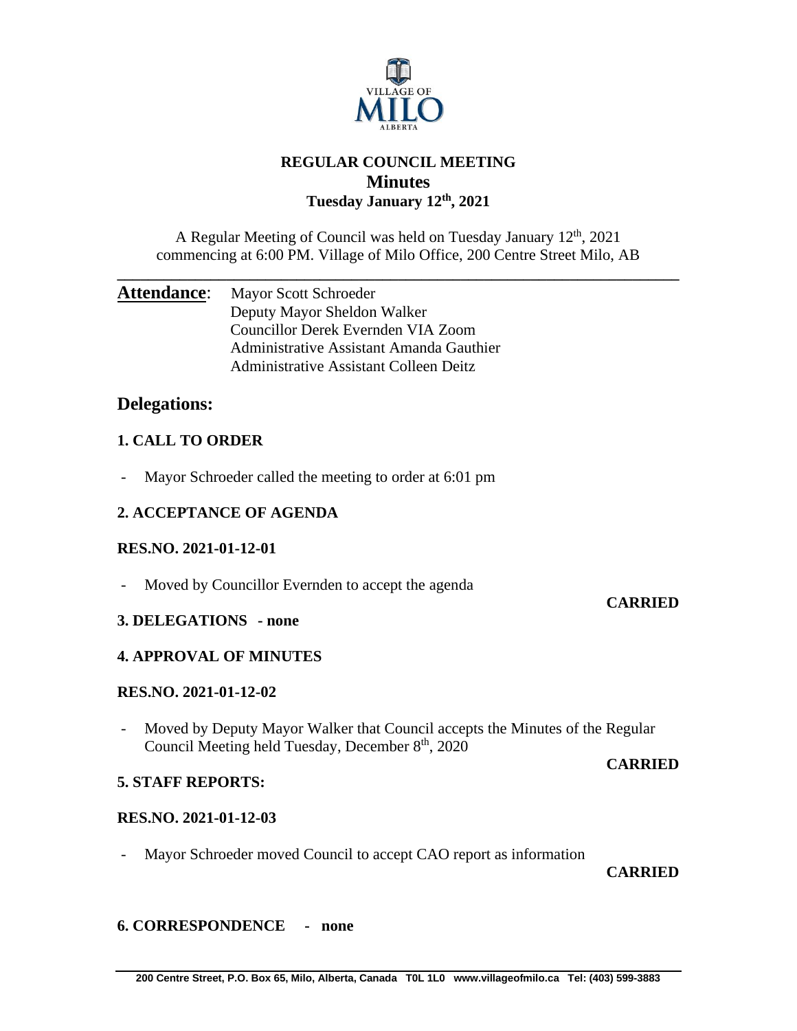VILLAGE OF
MILO
ALBERTA

# REGULAR COUNCIL MEETING
## Minutes
### Tuesday January 12th, 2021

A Regular Meeting of Council was held on Tuesday January 12th, 2021 commencing at 6:00 PM. Village of Milo Office, 200 Centre Street Milo, AB

---

**Attendance**: Mayor Scott Schroeder
Deputy Mayor Sheldon Walker
Councillor Derek Evernden VIA Zoom
Administrative Assistant Amanda Gauthier
Administrative Assistant Colleen Deitz

## Delegations:

### 1. CALL TO ORDER

- Mayor Schroeder called the meeting to order at 6:01 pm

### 2. ACCEPTANCE OF AGENDA

**RES.NO. 2021-01-12-01**

- Moved by Councillor Evernden to accept the agenda

**CARRIED**

### 3. DELEGATIONS - none

### 4. APPROVAL OF MINUTES

**RES.NO. 2021-01-12-02**

- Moved by Deputy Mayor Walker that Council accepts the Minutes of the Regular Council Meeting held Tuesday, December 8th, 2020

**CARRIED**

### 5. STAFF REPORTS:

**RES.NO. 2021-01-12-03**

- Mayor Schroeder moved Council to accept CAO report as information

**CARRIED**

### 6. CORRESPONDENCE - none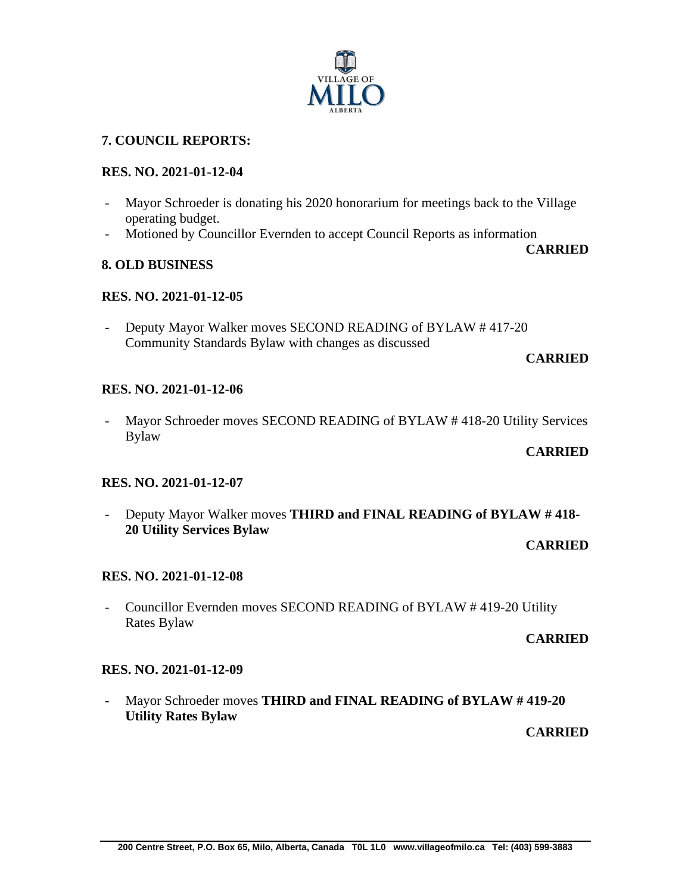## 7. COUNCIL REPORTS:

**RES. NO. 2021-01-12-04**

- Mayor Schroeder is donating his 2020 honorarium for meetings back to the Village operating budget.
- Motioned by Councillor Evernden to accept Council Reports as information

**CARRIED**

## 8. OLD BUSINESS

**RES. NO. 2021-01-12-05**

- Deputy Mayor Walker moves SECOND READING of BYLAW # 417-20 Community Standards Bylaw with changes as discussed

**CARRIED**

**RES. NO. 2021-01-12-06**

- Mayor Schroeder moves SECOND READING of BYLAW # 418-20 Utility Services Bylaw

**CARRIED**

**RES. NO. 2021-01-12-07**

- Deputy Mayor Walker moves **THIRD and FINAL READING of BYLAW # 418-20 Utility Services Bylaw**

**CARRIED**

**RES. NO. 2021-01-12-08**

- Councillor Evernden moves SECOND READING of BYLAW # 419-20 Utility Rates Bylaw

**CARRIED**

**RES. NO. 2021-01-12-09**

- Mayor Schroeder moves **THIRD and FINAL READING of BYLAW # 419-20 Utility Rates Bylaw**

**CARRIED**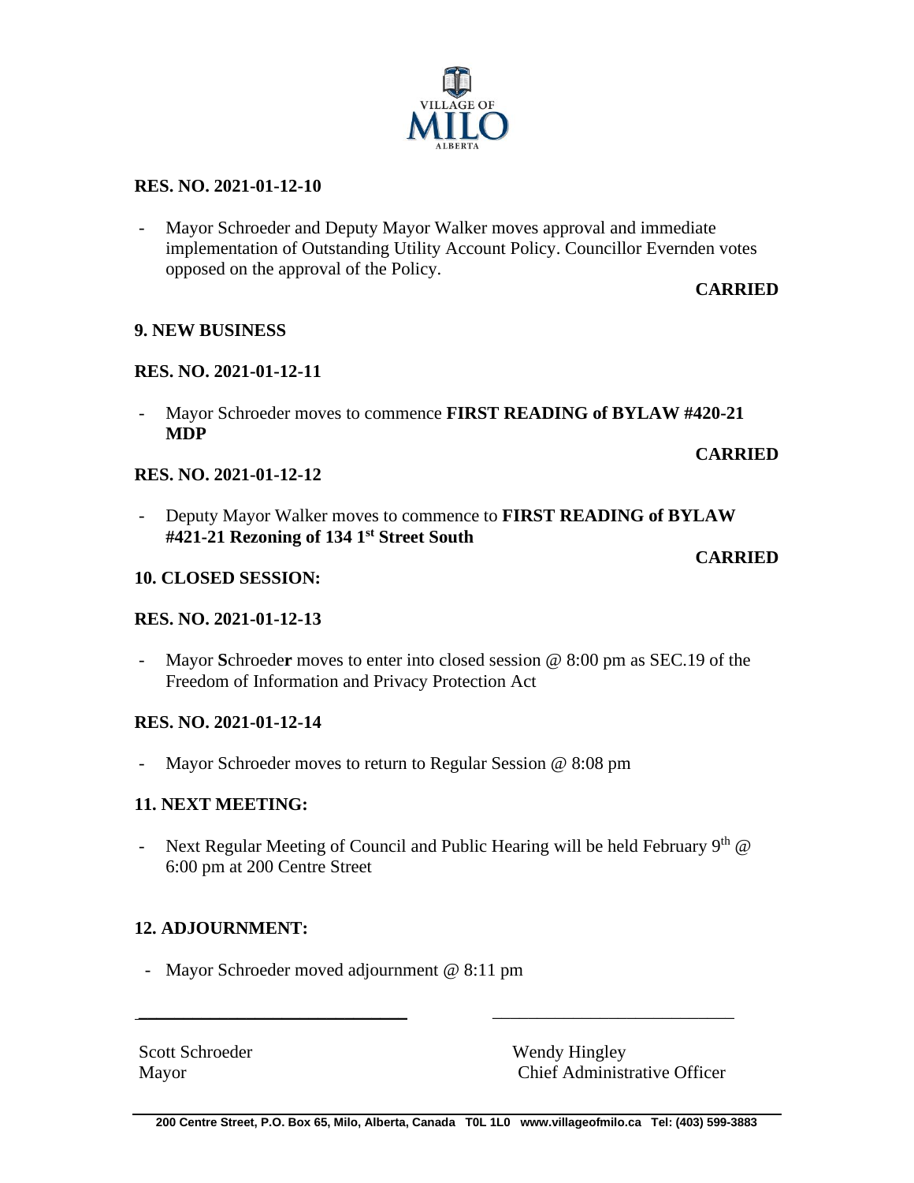**RES. NO. 2021-01-12-10**

- Mayor Schroeder and Deputy Mayor Walker moves approval and immediate implementation of Outstanding Utility Account Policy. Councillor Evernden votes opposed on the approval of the Policy.

**CARRIED**

**9. NEW BUSINESS**

**RES. NO. 2021-01-12-11**

- Mayor Schroeder moves to commence **FIRST READING of BYLAW #420-21 MDP**

**CARRIED**

**RES. NO. 2021-01-12-12**

- Deputy Mayor Walker moves to commence to **FIRST READING of BYLAW #421-21 Rezoning of 134 1st Street South**

**CARRIED**

**10. CLOSED SESSION:**

**RES. NO. 2021-01-12-13**

- Mayor **S**chroede**r** moves to enter into closed session @ 8:00 pm as SEC.19 of the Freedom of Information and Privacy Protection Act

**RES. NO. 2021-01-12-14**

- Mayor Schroeder moves to return to Regular Session @ 8:08 pm

**11. NEXT MEETING:**

- Next Regular Meeting of Council and Public Hearing will be held February 9th @ 6:00 pm at 200 Centre Street

**12. ADJOURNMENT:**

- Mayor Schroeder moved adjournment @ 8:11 pm

______________________________ ______________________________

Scott Schroeder
Mayor

Wendy Hingley
Chief Administrative Officer

**200 Centre Street, P.O. Box 65, Milo, Alberta, Canada T0L 1L0 www.villageofmilo.ca Tel: (403) 599-3883**